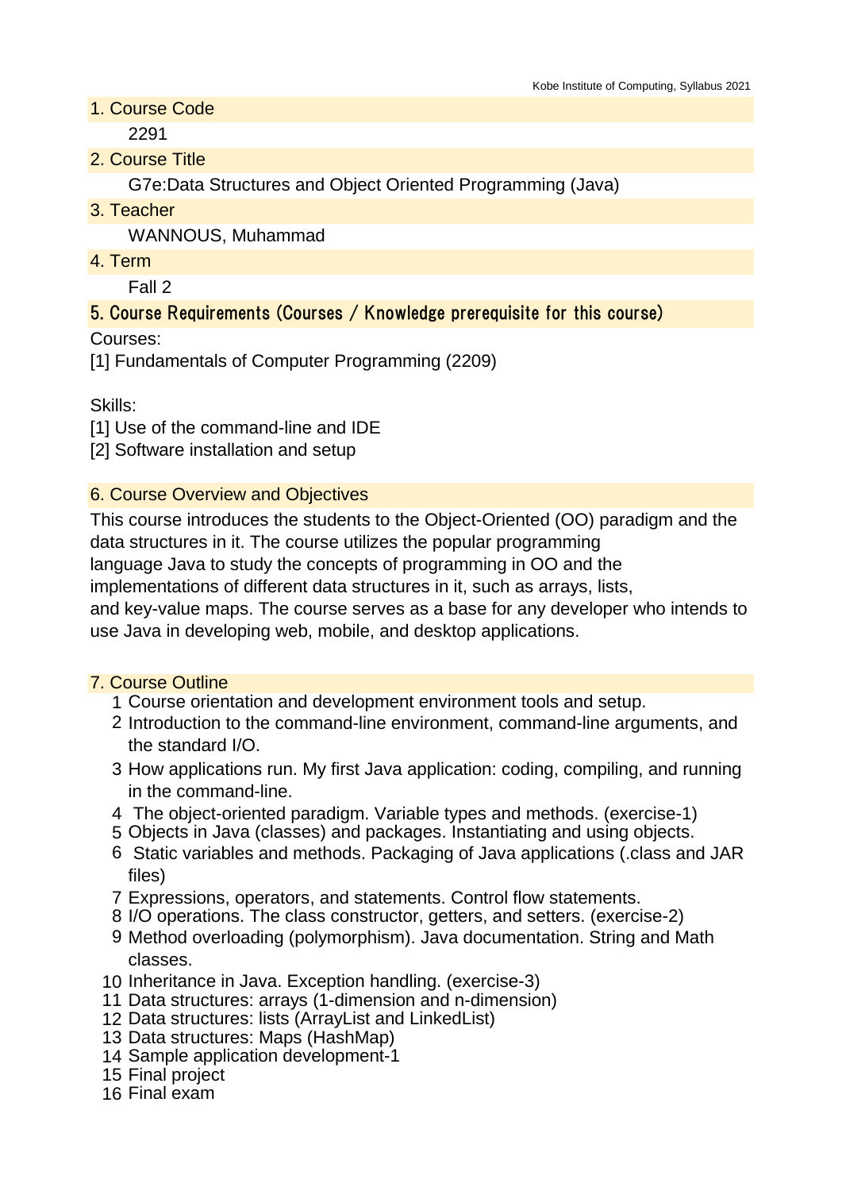## 1. Course Code

2291

## 2. Course Title

G7e:Data Structures and Object Oriented Programming (Java)

## 3. Teacher

WANNOUS, Muhammad

## 4. Term

Fall 2

## 5. Course Requirements (Courses / Knowledge prerequisite for this course)

Courses:
[1] Fundamentals of Computer Programming (2209)

Skills:
[1] Use of the command-line and IDE
[2] Software installation and setup

## 6. Course Overview and Objectives

This course introduces the students to the Object-Oriented (OO) paradigm and the data structures in it. The course utilizes the popular programming language Java to study the concepts of programming in OO and the implementations of different data structures in it, such as arrays, lists, and key-value maps. The course serves as a base for any developer who intends to use Java in developing web, mobile, and desktop applications.

## 7. Course Outline

1. Course orientation and development environment tools and setup.
2. Introduction to the command-line environment, command-line arguments, and the standard I/O.
3. How applications run. My first Java application: coding, compiling, and running in the command-line.
4. The object-oriented paradigm. Variable types and methods. (exercise-1)
5. Objects in Java (classes) and packages. Instantiating and using objects.
6. Static variables and methods. Packaging of Java applications (.class and JAR files)
7. Expressions, operators, and statements. Control flow statements.
8. I/O operations. The class constructor, getters, and setters. (exercise-2)
9. Method overloading (polymorphism). Java documentation. String and Math classes.
10. Inheritance in Java. Exception handling. (exercise-3)
11. Data structures: arrays (1-dimension and n-dimension)
12. Data structures: lists (ArrayList and LinkedList)
13. Data structures: Maps (HashMap)
14. Sample application development-1
15. Final project
16. Final exam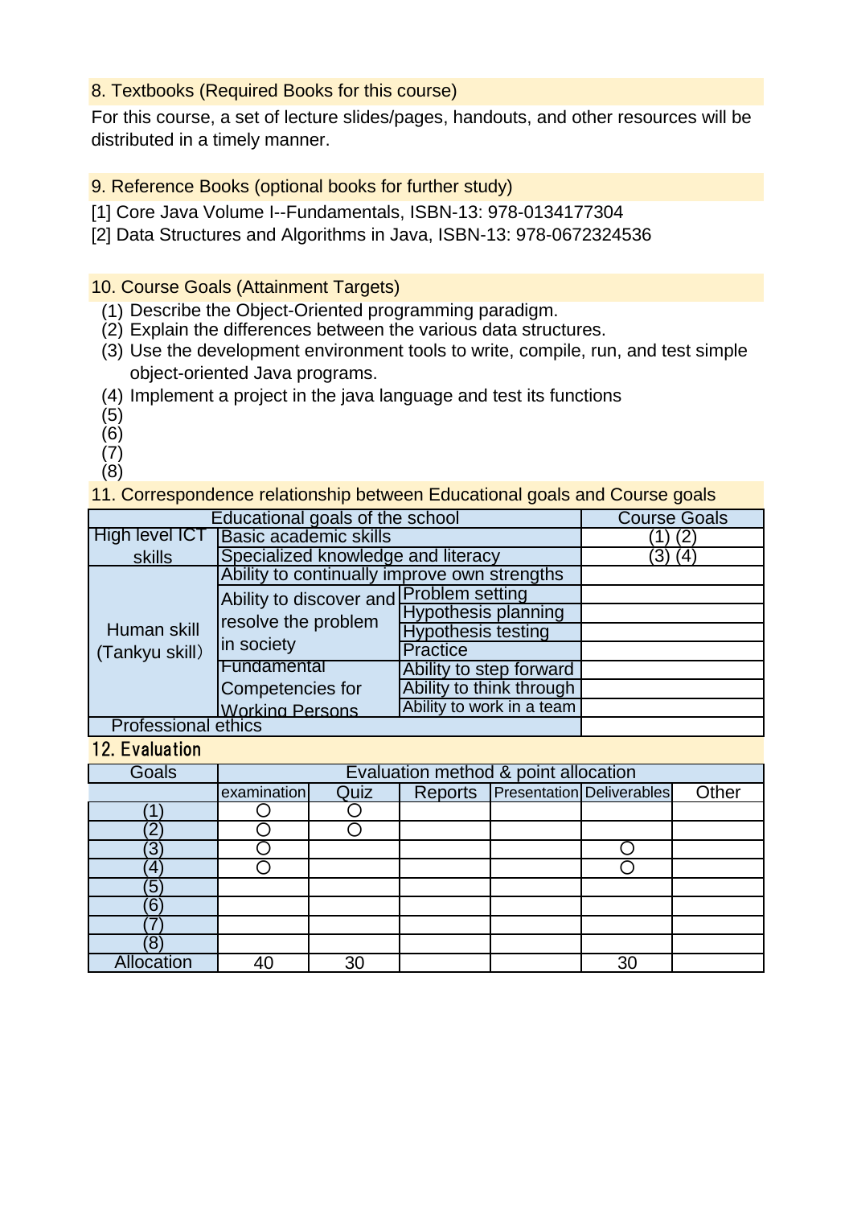## 8. Textbooks (Required Books for this course)

For this course, a set of lecture slides/pages, handouts, and other resources will be distributed in a timely manner.

## 9. Reference Books (optional books for further study)

[1] Core Java Volume I--Fundamentals, ISBN-13: 978-0134177304
[2] Data Structures and Algorithms in Java, ISBN-13: 978-0672324536

## 10. Course Goals (Attainment Targets)

(1) Describe the Object-Oriented programming paradigm.
(2) Explain the differences between the various data structures.
(3) Use the development environment tools to write, compile, run, and test simple object-oriented Java programs.
(4) Implement a project in the java language and test its functions
(5)
(6)
(7)
(8)

## 11. Correspondence relationship between Educational goals and Course goals

| Educational goals of the school | | | Course Goals |
|---|---|---|---|
| High level ICT skills | Basic academic skills | | (1) (2) |
| | Specialized knowledge and literacy | | (3) (4) |
| Human skill (Tankyu skill) | Ability to continually improve own strengths | | |
| | Ability to discover and resolve the problem in society | Problem setting | |
| | | Hypothesis planning | |
| | | Hypothesis testing | |
| | | Practice | |
| | Fundamental Competencies for Working Persons | Ability to step forward | |
| | | Ability to think through | |
| | | Ability to work in a team | |
| Professional ethics | | | |

## 12. Evaluation

| Goals | Evaluation method & point allocation | | | | | |
|---|---|---|---|---|---|---|
| | examination | Quiz | Reports | Presentation | Deliverables | Other |
| (1) | ○ | ○ | | | | |
| (2) | ○ | ○ | | | | |
| (3) | ○ | | | | ○ | |
| (4) | ○ | | | | ○ | |
| (5) | | | | | | |
| (6) | | | | | | |
| (7) | | | | | | |
| (8) | | | | | | |
| Allocation | 40 | 30 | | | 30 | |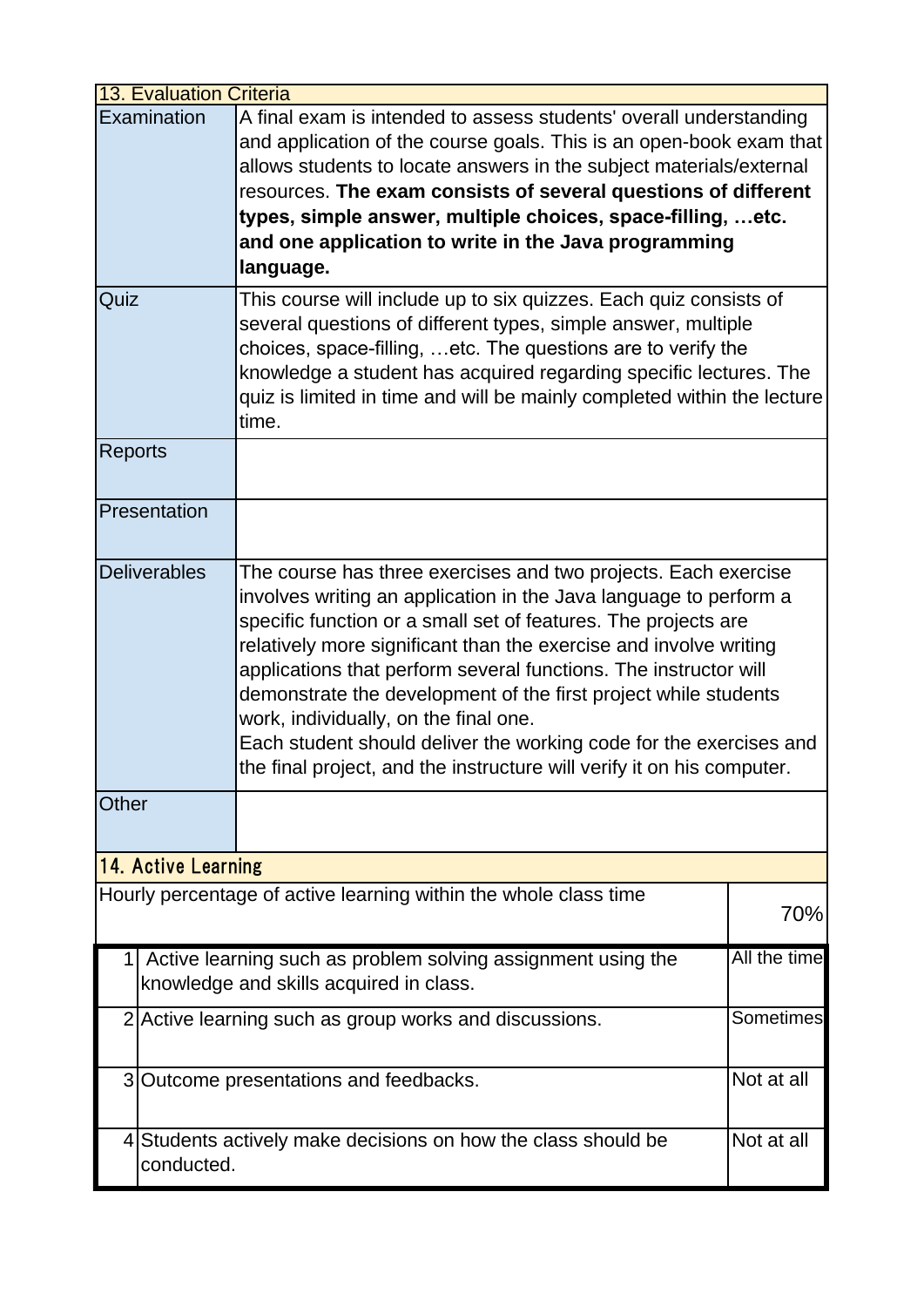| 13. Evaluation Criteria | |
|---|---|
| Examination | A final exam is intended to assess students' overall understanding and application of the course goals. This is an open-book exam that allows students to locate answers in the subject materials/external resources. **The exam consists of several questions of different types, simple answer, multiple choices, space-filling, …etc. and one application to write in the Java programming language.** |
| Quiz | This course will include up to six quizzes. Each quiz consists of several questions of different types, simple answer, multiple choices, space-filling, …etc. The questions are to verify the knowledge a student has acquired regarding specific lectures. The quiz is limited in time and will be mainly completed within the lecture time. |
| Reports | |
| Presentation | |
| Deliverables | The course has three exercises and two projects. Each exercise involves writing an application in the Java language to perform a specific function or a small set of features. The projects are relatively more significant than the exercise and involve writing applications that perform several functions. The instructor will demonstrate the development of the first project while students work, individually, on the final one.<br>Each student should deliver the working code for the exercises and the final project, and the instructure will verify it on his computer. |
| Other | |

| 14. Active Learning | | |
|---|---|---|
| Hourly percentage of active learning within the whole class time | | 70% |
| 1 | Active learning such as problem solving assignment using the knowledge and skills acquired in class. | All the time |
| 2 | Active learning such as group works and discussions. | Sometimes |
| 3 | Outcome presentations and feedbacks. | Not at all |
| 4 | Students actively make decisions on how the class should be conducted. | Not at all |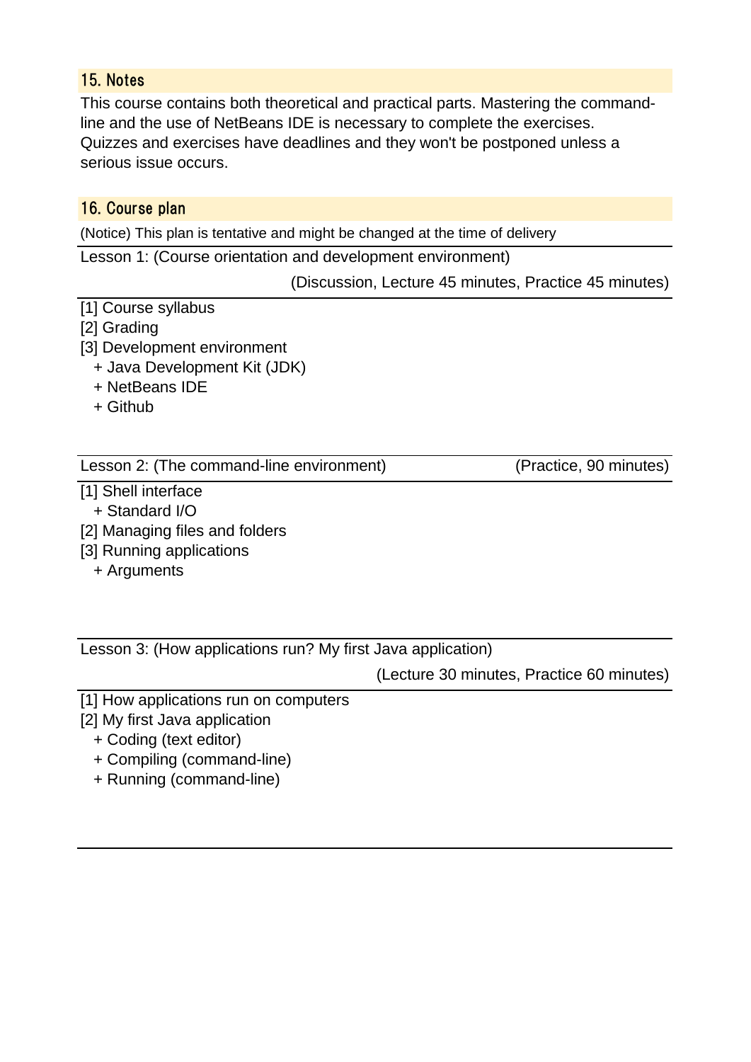## 15. Notes

This course contains both theoretical and practical parts. Mastering the command-line and the use of NetBeans IDE is necessary to complete the exercises. Quizzes and exercises have deadlines and they won't be postponed unless a serious issue occurs.

## 16. Course plan

(Notice) This plan is tentative and might be changed at the time of delivery

**Lesson 1: (Course orientation and development environment)**

(Discussion, Lecture 45 minutes, Practice 45 minutes)

[1] Course syllabus
[2] Grading
[3] Development environment
  + Java Development Kit (JDK)
  + NetBeans IDE
  + Github

**Lesson 2: (The command-line environment)**

(Practice, 90 minutes)

[1] Shell interface
  + Standard I/O
[2] Managing files and folders
[3] Running applications
  + Arguments

**Lesson 3: (How applications run? My first Java application)**

(Lecture 30 minutes, Practice 60 minutes)

[1] How applications run on computers
[2] My first Java application
  + Coding (text editor)
  + Compiling (command-line)
  + Running (command-line)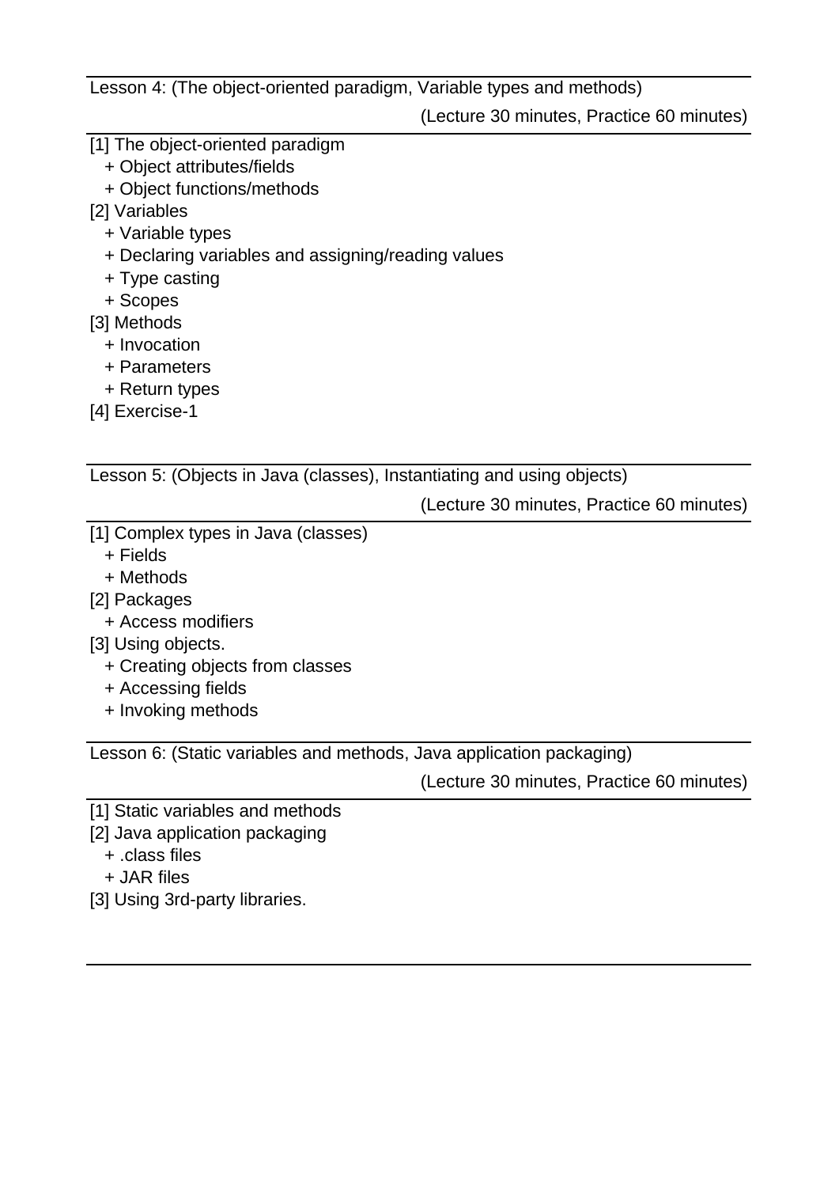Lesson 4: (The object-oriented paradigm, Variable types and methods)

(Lecture 30 minutes, Practice 60 minutes)

[1] The object-oriented paradigm
  + Object attributes/fields
  + Object functions/methods
[2] Variables
  + Variable types
  + Declaring variables and assigning/reading values
  + Type casting
  + Scopes
[3] Methods
  + Invocation
  + Parameters
  + Return types
[4] Exercise-1

Lesson 5: (Objects in Java (classes), Instantiating and using objects)

(Lecture 30 minutes, Practice 60 minutes)

[1] Complex types in Java (classes)
  + Fields
  + Methods
[2] Packages
  + Access modifiers
[3] Using objects.
  + Creating objects from classes
  + Accessing fields
  + Invoking methods

Lesson 6: (Static variables and methods, Java application packaging)

(Lecture 30 minutes, Practice 60 minutes)

[1] Static variables and methods
[2] Java application packaging
  + .class files
  + JAR files
[3] Using 3rd-party libraries.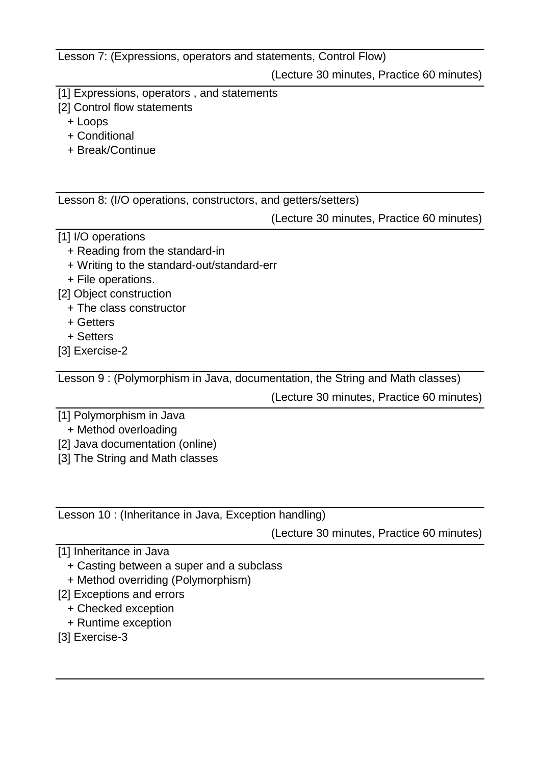Lesson 7: (Expressions, operators and statements, Control Flow)

(Lecture 30 minutes, Practice 60 minutes)

[1] Expressions, operators , and statements
[2] Control flow statements
  + Loops
  + Conditional
  + Break/Continue

Lesson 8: (I/O operations, constructors, and getters/setters)

(Lecture 30 minutes, Practice 60 minutes)

[1] I/O operations
  + Reading from the standard-in
  + Writing to the standard-out/standard-err
  + File operations.
[2] Object construction
  + The class constructor
  + Getters
  + Setters
[3] Exercise-2

Lesson 9 : (Polymorphism in Java, documentation, the String and Math classes)

(Lecture 30 minutes, Practice 60 minutes)

[1] Polymorphism in Java
  + Method overloading
[2] Java documentation (online)
[3] The String and Math classes

Lesson 10 : (Inheritance in Java, Exception handling)

(Lecture 30 minutes, Practice 60 minutes)

[1] Inheritance in Java
  + Casting between a super and a subclass
  + Method overriding (Polymorphism)
[2] Exceptions and errors
  + Checked exception
  + Runtime exception
[3] Exercise-3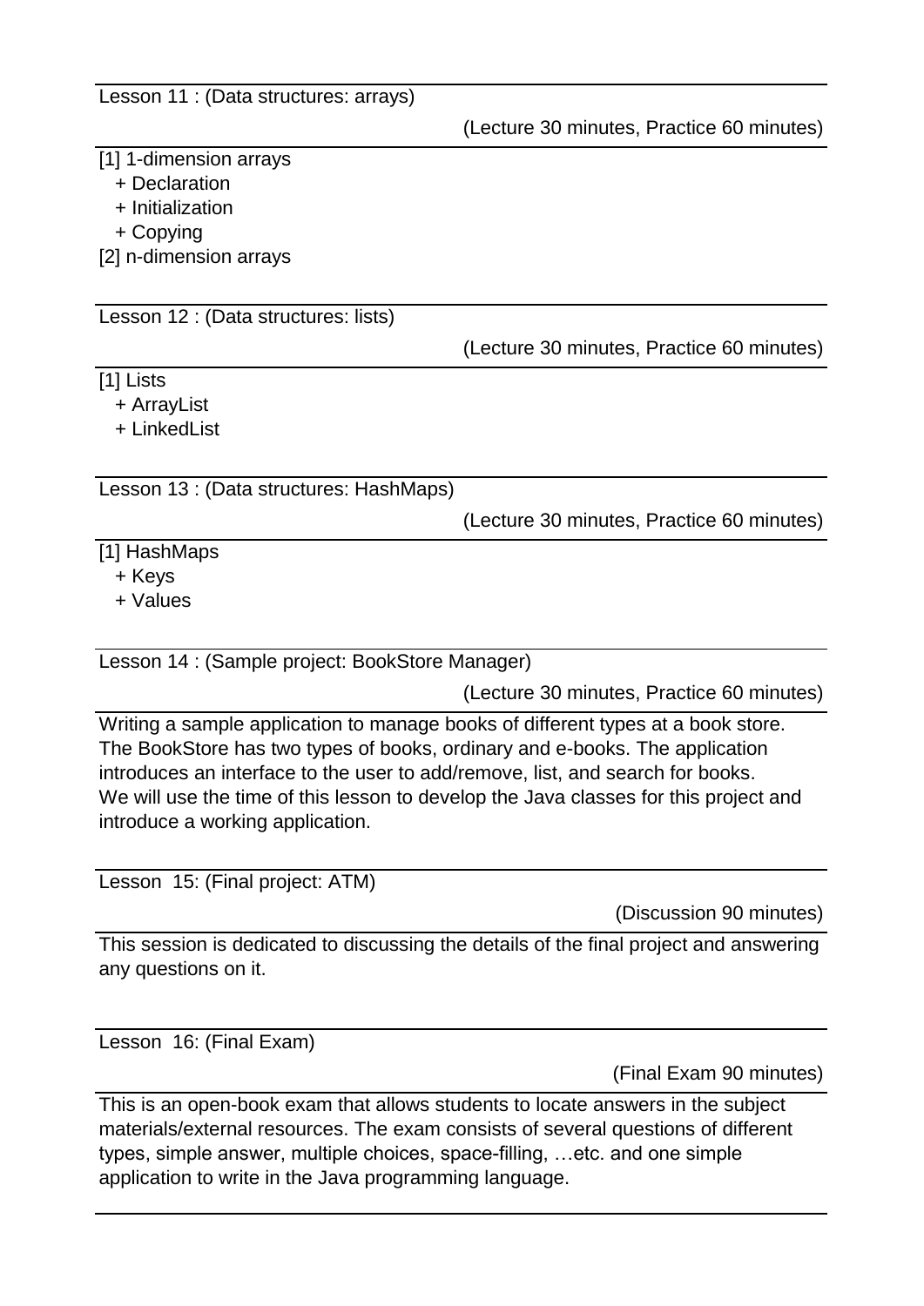Lesson 11 : (Data structures: arrays)

(Lecture 30 minutes, Practice 60 minutes)

[1] 1-dimension arrays
+ Declaration
+ Initialization
+ Copying
[2] n-dimension arrays

Lesson 12 : (Data structures: lists)

(Lecture 30 minutes, Practice 60 minutes)

[1] Lists
+ ArrayList
+ LinkedList

Lesson 13 : (Data structures: HashMaps)

(Lecture 30 minutes, Practice 60 minutes)

[1] HashMaps
+ Keys
+ Values

Lesson 14 : (Sample project: BookStore Manager)

(Lecture 30 minutes, Practice 60 minutes)

Writing a sample application to manage books of different types at a book store. The BookStore has two types of books, ordinary and e-books. The application introduces an interface to the user to add/remove, list, and search for books. We will use the time of this lesson to develop the Java classes for this project and introduce a working application.

Lesson 15: (Final project: ATM)

(Discussion 90 minutes)

This session is dedicated to discussing the details of the final project and answering any questions on it.

Lesson 16: (Final Exam)

(Final Exam 90 minutes)

This is an open-book exam that allows students to locate answers in the subject materials/external resources. The exam consists of several questions of different types, simple answer, multiple choices, space-filling, …etc. and one simple application to write in the Java programming language.